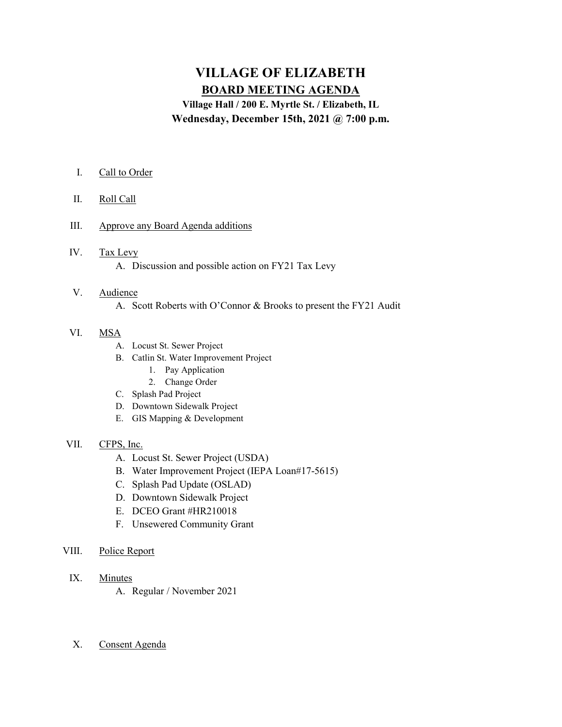# VILLAGE OF ELIZABETH

## BOARD MEETING AGENDA

**Village Hall / 200 E. Myrtle St. / Elizabeth, IL**

**Wednesday, December 15th, 2021 @ 7:00 p.m.**

I. Call to Order

II. Roll Call

III. Approve any Board Agenda additions

IV. Tax Levy
   - A. Discussion and possible action on FY21 Tax Levy

V. Audience
   - A. Scott Roberts with O'Connor & Brooks to present the FY21 Audit

VI. MSA
   - A. Locust St. Sewer Project
   - B. Catlin St. Water Improvement Project
     1. Pay Application
     2. Change Order
   - C. Splash Pad Project
   - D. Downtown Sidewalk Project
   - E. GIS Mapping & Development

VII. CFPS, Inc.
   - A. Locust St. Sewer Project (USDA)
   - B. Water Improvement Project (IEPA Loan#17-5615)
   - C. Splash Pad Update (OSLAD)
   - D. Downtown Sidewalk Project
   - E. DCEO Grant #HR210018
   - F. Unsewered Community Grant

VIII. Police Report

IX. Minutes
   - A. Regular / November 2021

X. Consent Agenda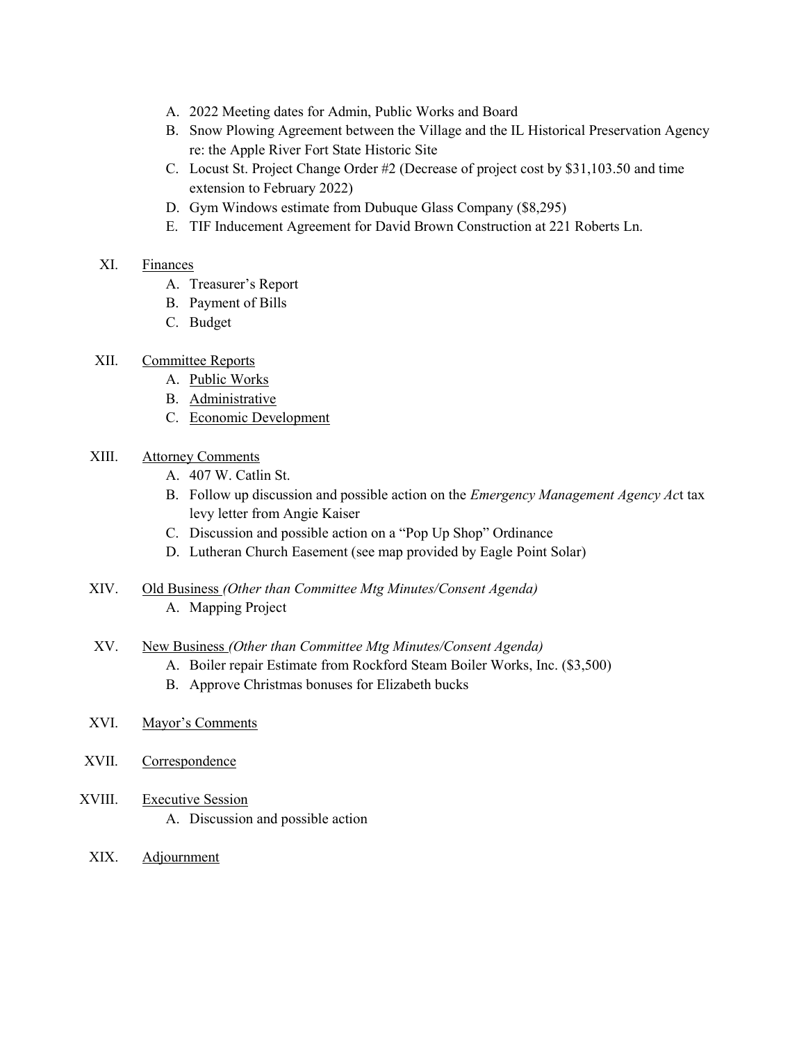A. 2022 Meeting dates for Admin, Public Works and Board
B. Snow Plowing Agreement between the Village and the IL Historical Preservation Agency re: the Apple River Fort State Historic Site
C. Locust St. Project Change Order #2 (Decrease of project cost by $31,103.50 and time extension to February 2022)
D. Gym Windows estimate from Dubuque Glass Company ($8,295)
E. TIF Inducement Agreement for David Brown Construction at 221 Roberts Ln.

XI. Finances
A. Treasurer's Report
B. Payment of Bills
C. Budget

XII. Committee Reports
A. Public Works
B. Administrative
C. Economic Development

XIII. Attorney Comments
A. 407 W. Catlin St.
B. Follow up discussion and possible action on the *Emergency Management Agency Ac*t tax levy letter from Angie Kaiser
C. Discussion and possible action on a "Pop Up Shop" Ordinance
D. Lutheran Church Easement (see map provided by Eagle Point Solar)

XIV. Old Business *(Other than Committee Mtg Minutes/Consent Agenda)*
A. Mapping Project

XV. New Business *(Other than Committee Mtg Minutes/Consent Agenda)*
A. Boiler repair Estimate from Rockford Steam Boiler Works, Inc. ($3,500)
B. Approve Christmas bonuses for Elizabeth bucks

XVI. Mayor's Comments

XVII. Correspondence

XVIII. Executive Session
A. Discussion and possible action

XIX. Adjournment